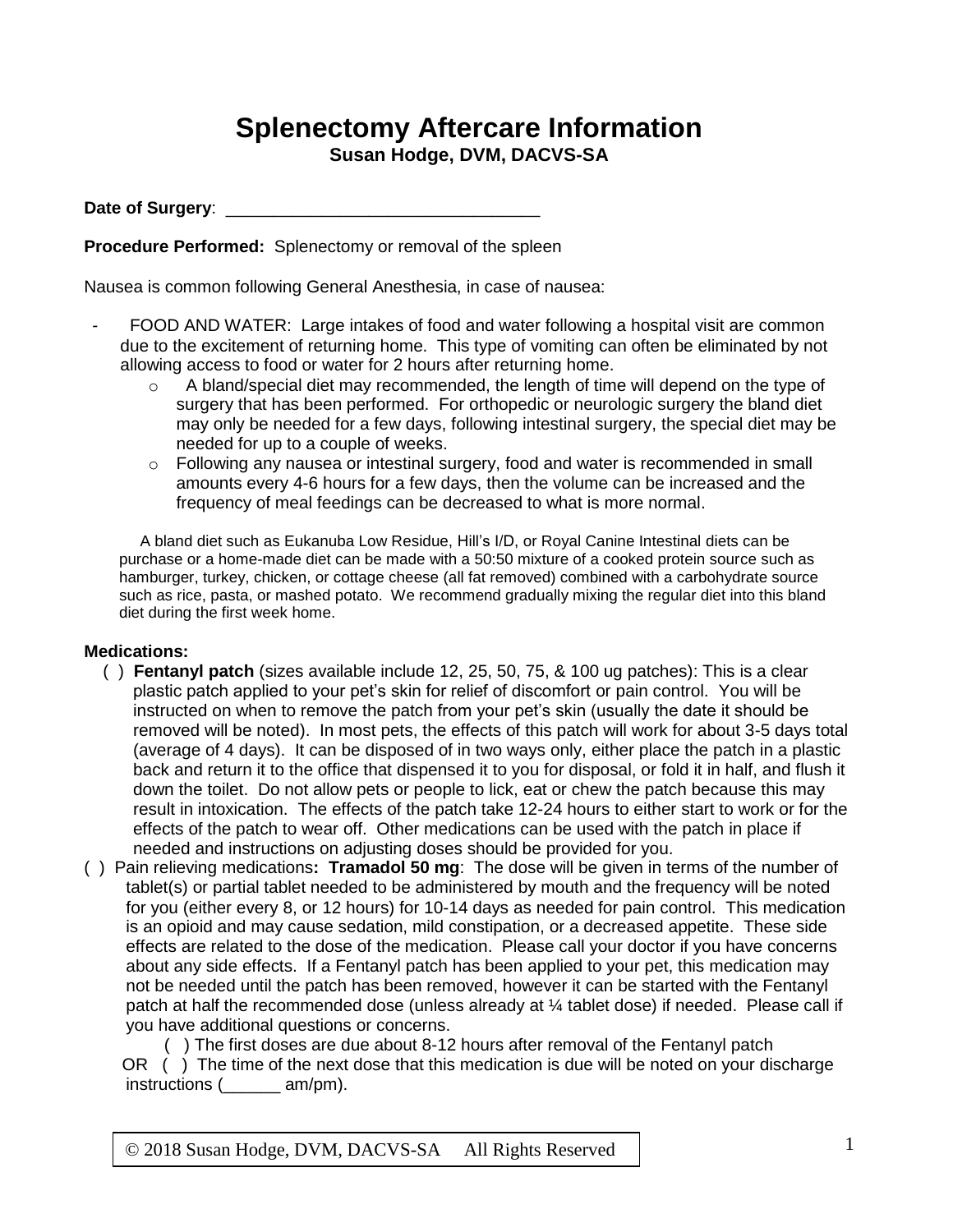# Splenectomy Aftercare Information

**Susan Hodge, DVM, DACVS-SA**

**Date of Surgery**: ________________________________

**Procedure Performed:** Splenectomy or removal of the spleen

Nausea is common following General Anesthesia, in case of nausea:

- FOOD AND WATER: Large intakes of food and water following a hospital visit are common due to the excitement of returning home. This type of vomiting can often be eliminated by not allowing access to food or water for 2 hours after returning home.
  - A bland/special diet may recommended, the length of time will depend on the type of surgery that has been performed. For orthopedic or neurologic surgery the bland diet may only be needed for a few days, following intestinal surgery, the special diet may be needed for up to a couple of weeks.
  - Following any nausea or intestinal surgery, food and water is recommended in small amounts every 4-6 hours for a few days, then the volume can be increased and the frequency of meal feedings can be decreased to what is more normal.

A bland diet such as Eukanuba Low Residue, Hill's I/D, or Royal Canine Intestinal diets can be purchase or a home-made diet can be made with a 50:50 mixture of a cooked protein source such as hamburger, turkey, chicken, or cottage cheese (all fat removed) combined with a carbohydrate source such as rice, pasta, or mashed potato. We recommend gradually mixing the regular diet into this bland diet during the first week home.

**Medications:**

( ) **Fentanyl patch** (sizes available include 12, 25, 50, 75, & 100 ug patches): This is a clear plastic patch applied to your pet's skin for relief of discomfort or pain control. You will be instructed on when to remove the patch from your pet's skin (usually the date it should be removed will be noted). In most pets, the effects of this patch will work for about 3-5 days total (average of 4 days). It can be disposed of in two ways only, either place the patch in a plastic back and return it to the office that dispensed it to you for disposal, or fold it in half, and flush it down the toilet. Do not allow pets or people to lick, eat or chew the patch because this may result in intoxication. The effects of the patch take 12-24 hours to either start to work or for the effects of the patch to wear off. Other medications can be used with the patch in place if needed and instructions on adjusting doses should be provided for you.

( ) Pain relieving medications**: Tramadol 50 mg**: The dose will be given in terms of the number of tablet(s) or partial tablet needed to be administered by mouth and the frequency will be noted for you (either every 8, or 12 hours) for 10-14 days as needed for pain control. This medication is an opioid and may cause sedation, mild constipation, or a decreased appetite. These side effects are related to the dose of the medication. Please call your doctor if you have concerns about any side effects. If a Fentanyl patch has been applied to your pet, this medication may not be needed until the patch has been removed, however it can be started with the Fentanyl patch at half the recommended dose (unless already at ¼ tablet dose) if needed. Please call if you have additional questions or concerns.

( ) The first doses are due about 8-12 hours after removal of the Fentanyl patch

OR ( ) The time of the next dose that this medication is due will be noted on your discharge instructions (______ am/pm).

© 2018 Susan Hodge, DVM, DACVS-SA All Rights Reserved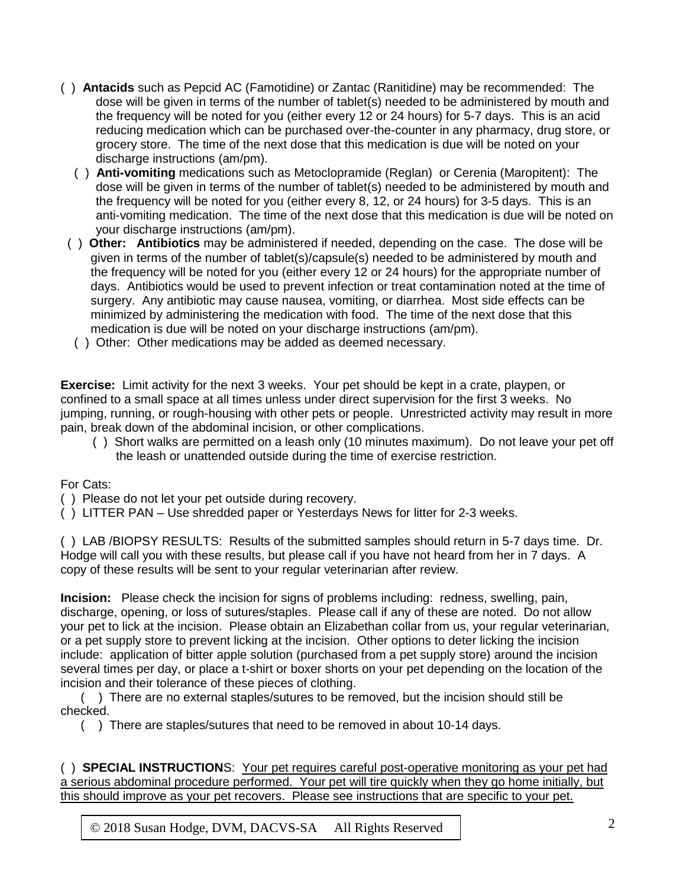( ) **Antacids** such as Pepcid AC (Famotidine) or Zantac (Ranitidine) may be recommended: The dose will be given in terms of the number of tablet(s) needed to be administered by mouth and the frequency will be noted for you (either every 12 or 24 hours) for 5-7 days. This is an acid reducing medication which can be purchased over-the-counter in any pharmacy, drug store, or grocery store. The time of the next dose that this medication is due will be noted on your discharge instructions (am/pm).

( ) **Anti-vomiting** medications such as Metoclopramide (Reglan) or Cerenia (Maropitent): The dose will be given in terms of the number of tablet(s) needed to be administered by mouth and the frequency will be noted for you (either every 8, 12, or 24 hours) for 3-5 days. This is an anti-vomiting medication. The time of the next dose that this medication is due will be noted on your discharge instructions (am/pm).

( ) **Other: Antibiotics** may be administered if needed, depending on the case. The dose will be given in terms of the number of tablet(s)/capsule(s) needed to be administered by mouth and the frequency will be noted for you (either every 12 or 24 hours) for the appropriate number of days. Antibiotics would be used to prevent infection or treat contamination noted at the time of surgery. Any antibiotic may cause nausea, vomiting, or diarrhea. Most side effects can be minimized by administering the medication with food. The time of the next dose that this medication is due will be noted on your discharge instructions (am/pm).

( ) Other: Other medications may be added as deemed necessary.

**Exercise:** Limit activity for the next 3 weeks. Your pet should be kept in a crate, playpen, or confined to a small space at all times unless under direct supervision for the first 3 weeks. No jumping, running, or rough-housing with other pets or people. Unrestricted activity may result in more pain, break down of the abdominal incision, or other complications.

( ) Short walks are permitted on a leash only (10 minutes maximum). Do not leave your pet off the leash or unattended outside during the time of exercise restriction.

For Cats:

( ) Please do not let your pet outside during recovery.

( ) LITTER PAN – Use shredded paper or Yesterdays News for litter for 2-3 weeks.

( ) LAB /BIOPSY RESULTS: Results of the submitted samples should return in 5-7 days time. Dr. Hodge will call you with these results, but please call if you have not heard from her in 7 days. A copy of these results will be sent to your regular veterinarian after review.

**Incision:** Please check the incision for signs of problems including: redness, swelling, pain, discharge, opening, or loss of sutures/staples. Please call if any of these are noted. Do not allow your pet to lick at the incision. Please obtain an Elizabethan collar from us, your regular veterinarian, or a pet supply store to prevent licking at the incision. Other options to deter licking the incision include: application of bitter apple solution (purchased from a pet supply store) around the incision several times per day, or place a t-shirt or boxer shorts on your pet depending on the location of the incision and their tolerance of these pieces of clothing.

( ) There are no external staples/sutures to be removed, but the incision should still be checked.

( ) There are staples/sutures that need to be removed in about 10-14 days.

( ) **SPECIAL INSTRUCTION**S: <u>Your pet requires careful post-operative monitoring as your pet had a serious abdominal procedure performed. Your pet will tire quickly when they go home initially, but this should improve as your pet recovers. Please see instructions that are specific to your pet.</u>

© 2018 Susan Hodge, DVM, DACVS-SA All Rights Reserved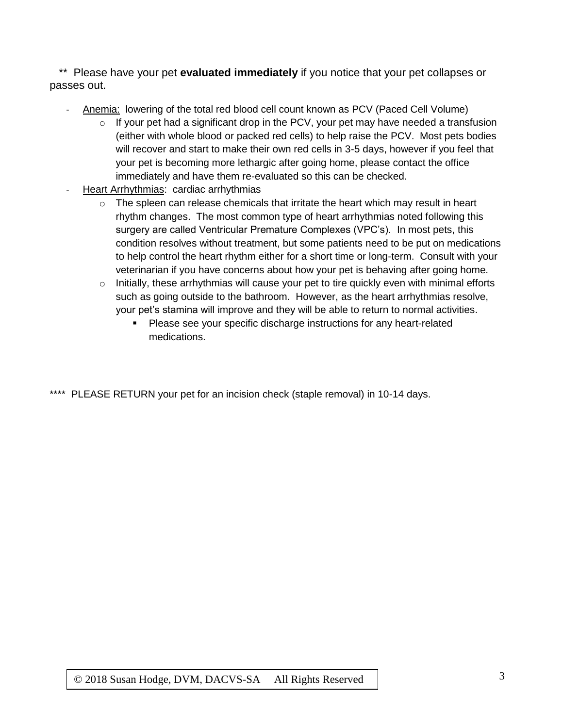** Please have your pet **evaluated immediately** if you notice that your pet collapses or passes out.

- Anemia: lowering of the total red blood cell count known as PCV (Paced Cell Volume)
  - If your pet had a significant drop in the PCV, your pet may have needed a transfusion (either with whole blood or packed red cells) to help raise the PCV. Most pets bodies will recover and start to make their own red cells in 3-5 days, however if you feel that your pet is becoming more lethargic after going home, please contact the office immediately and have them re-evaluated so this can be checked.
- Heart Arrhythmias: cardiac arrhythmias
  - The spleen can release chemicals that irritate the heart which may result in heart rhythm changes. The most common type of heart arrhythmias noted following this surgery are called Ventricular Premature Complexes (VPC's). In most pets, this condition resolves without treatment, but some patients need to be put on medications to help control the heart rhythm either for a short time or long-term. Consult with your veterinarian if you have concerns about how your pet is behaving after going home.
  - Initially, these arrhythmias will cause your pet to tire quickly even with minimal efforts such as going outside to the bathroom. However, as the heart arrhythmias resolve, your pet's stamina will improve and they will be able to return to normal activities.
    - Please see your specific discharge instructions for any heart-related medications.

**** PLEASE RETURN your pet for an incision check (staple removal) in 10-14 days.

© 2018 Susan Hodge, DVM, DACVS-SA All Rights Reserved